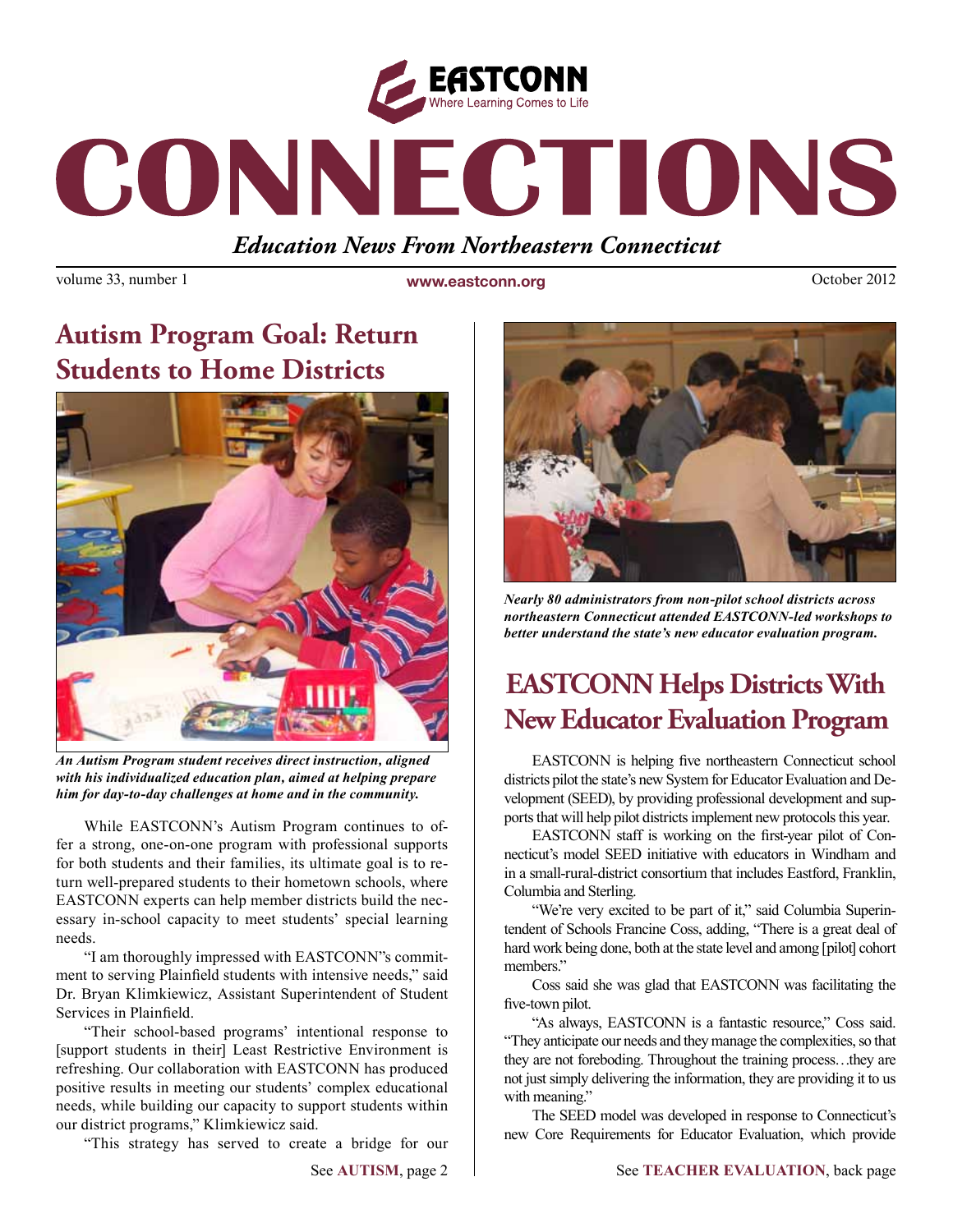EASTCONN
Where Learning Comes to Life

# CONNECTIONS

*Education News From Northeastern Connecticut*

volume 33, number 1 | www.eastconn.org | October 2012

## Autism Program Goal: Return Students to Home Districts

*An Autism Program student receives direct instruction, aligned with his individualized education plan, aimed at helping prepare him for day-to-day challenges at home and in the community.*

While EASTCONN's Autism Program continues to offer a strong, one-on-one program with professional supports for both students and their families, its ultimate goal is to return well-prepared students to their hometown schools, where EASTCONN experts can help member districts build the necessary in-school capacity to meet students' special learning needs.

"I am thoroughly impressed with EASTCONN"s commitment to serving Plainfield students with intensive needs," said Dr. Bryan Klimkiewicz, Assistant Superintendent of Student Services in Plainfield.

"Their school-based programs' intentional response to [support students in their] Least Restrictive Environment is refreshing. Our collaboration with EASTCONN has produced positive results in meeting our students' complex educational needs, while building our capacity to support students within our district programs," Klimkiewicz said.

"This strategy has served to create a bridge for our

See **AUTISM**, page 2

*Nearly 80 administrators from non-pilot school districts across northeastern Connecticut attended EASTCONN-led workshops to better understand the state's new educator evaluation program.*

## EASTCONN Helps Districts With New Educator Evaluation Program

EASTCONN is helping five northeastern Connecticut school districts pilot the state's new System for Educator Evaluation and Development (SEED), by providing professional development and supports that will help pilot districts implement new protocols this year.

EASTCONN staff is working on the first-year pilot of Connecticut's model SEED initiative with educators in Windham and in a small-rural-district consortium that includes Eastford, Franklin, Columbia and Sterling.

"We're very excited to be part of it," said Columbia Superintendent of Schools Francine Coss, adding, "There is a great deal of hard work being done, both at the state level and among [pilot] cohort members."

Coss said she was glad that EASTCONN was facilitating the five-town pilot.

"As always, EASTCONN is a fantastic resource," Coss said. "They anticipate our needs and they manage the complexities, so that they are not foreboding. Throughout the training process…they are not just simply delivering the information, they are providing it to us with meaning."

The SEED model was developed in response to Connecticut's new Core Requirements for Educator Evaluation, which provide

See **TEACHER EVALUATION**, back page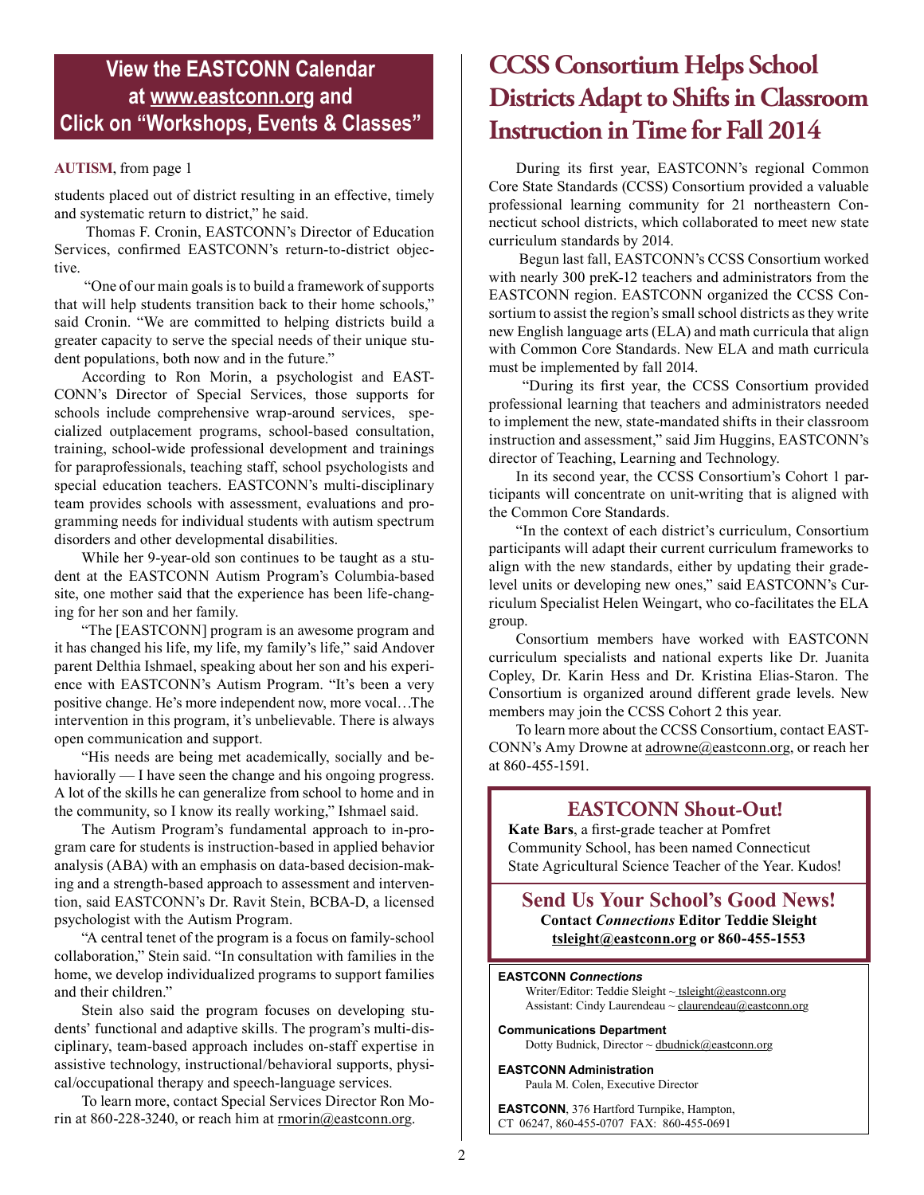**View the EASTCONN Calendar at www.eastconn.org and Click on "Workshops, Events & Classes"**

**AUTISM**, from page 1

students placed out of district resulting in an effective, timely and systematic return to district," he said.

Thomas F. Cronin, EASTCONN's Director of Education Services, confirmed EASTCONN's return-to-district objective.

"One of our main goals is to build a framework of supports that will help students transition back to their home schools," said Cronin. "We are committed to helping districts build a greater capacity to serve the special needs of their unique student populations, both now and in the future."

According to Ron Morin, a psychologist and EASTCONN's Director of Special Services, those supports for schools include comprehensive wrap-around services, specialized outplacement programs, school-based consultation, training, school-wide professional development and trainings for paraprofessionals, teaching staff, school psychologists and special education teachers. EASTCONN's multi-disciplinary team provides schools with assessment, evaluations and programming needs for individual students with autism spectrum disorders and other developmental disabilities.

While her 9-year-old son continues to be taught as a student at the EASTCONN Autism Program's Columbia-based site, one mother said that the experience has been life-changing for her son and her family.

"The [EASTCONN] program is an awesome program and it has changed his life, my life, my family's life," said Andover parent Delthia Ishmael, speaking about her son and his experience with EASTCONN's Autism Program. "It's been a very positive change. He's more independent now, more vocal…The intervention in this program, it's unbelievable. There is always open communication and support.

"His needs are being met academically, socially and behaviorally — I have seen the change and his ongoing progress. A lot of the skills he can generalize from school to home and in the community, so I know its really working," Ishmael said.

The Autism Program's fundamental approach to in-program care for students is instruction-based in applied behavior analysis (ABA) with an emphasis on data-based decision-making and a strength-based approach to assessment and intervention, said EASTCONN's Dr. Ravit Stein, BCBA-D, a licensed psychologist with the Autism Program.

"A central tenet of the program is a focus on family-school collaboration," Stein said. "In consultation with families in the home, we develop individualized programs to support families and their children."

Stein also said the program focuses on developing students' functional and adaptive skills. The program's multi-disciplinary, team-based approach includes on-staff expertise in assistive technology, instructional/behavioral supports, physical/occupational therapy and speech-language services.

To learn more, contact Special Services Director Ron Morin at 860-228-3240, or reach him at rmorin@eastconn.org.

# CCSS Consortium Helps School Districts Adapt to Shifts in Classroom Instruction in Time for Fall 2014

During its first year, EASTCONN's regional Common Core State Standards (CCSS) Consortium provided a valuable professional learning community for 21 northeastern Connecticut school districts, which collaborated to meet new state curriculum standards by 2014.

Begun last fall, EASTCONN's CCSS Consortium worked with nearly 300 preK-12 teachers and administrators from the EASTCONN region. EASTCONN organized the CCSS Consortium to assist the region's small school districts as they write new English language arts (ELA) and math curricula that align with Common Core Standards. New ELA and math curricula must be implemented by fall 2014.

"During its first year, the CCSS Consortium provided professional learning that teachers and administrators needed to implement the new, state-mandated shifts in their classroom instruction and assessment," said Jim Huggins, EASTCONN's director of Teaching, Learning and Technology.

In its second year, the CCSS Consortium's Cohort 1 participants will concentrate on unit-writing that is aligned with the Common Core Standards.

"In the context of each district's curriculum, Consortium participants will adapt their current curriculum frameworks to align with the new standards, either by updating their grade-level units or developing new ones," said EASTCONN's Curriculum Specialist Helen Weingart, who co-facilitates the ELA group.

Consortium members have worked with EASTCONN curriculum specialists and national experts like Dr. Juanita Copley, Dr. Karin Hess and Dr. Kristina Elias-Staron. The Consortium is organized around different grade levels. New members may join the CCSS Cohort 2 this year.

To learn more about the CCSS Consortium, contact EASTCONN's Amy Drowne at adrowne@eastconn.org, or reach her at 860-455-1591.

## EASTCONN Shout-Out!

**Kate Bars**, a first-grade teacher at Pomfret Community School, has been named Connecticut State Agricultural Science Teacher of the Year. Kudos!

## Send Us Your School's Good News!

**Contact *Connections* Editor Teddie Sleight**
**tsleight@eastconn.org or 860-455-1553**

**EASTCONN *Connections***
Writer/Editor: Teddie Sleight ~ tsleight@eastconn.org
Assistant: Cindy Laurendeau ~ claurendeau@eastconn.org

**Communications Department**
Dotty Budnick, Director ~ dbudnick@eastconn.org

**EASTCONN Administration**
Paula M. Colen, Executive Director

**EASTCONN**, 376 Hartford Turnpike, Hampton, CT 06247, 860-455-0707 FAX: 860-455-0691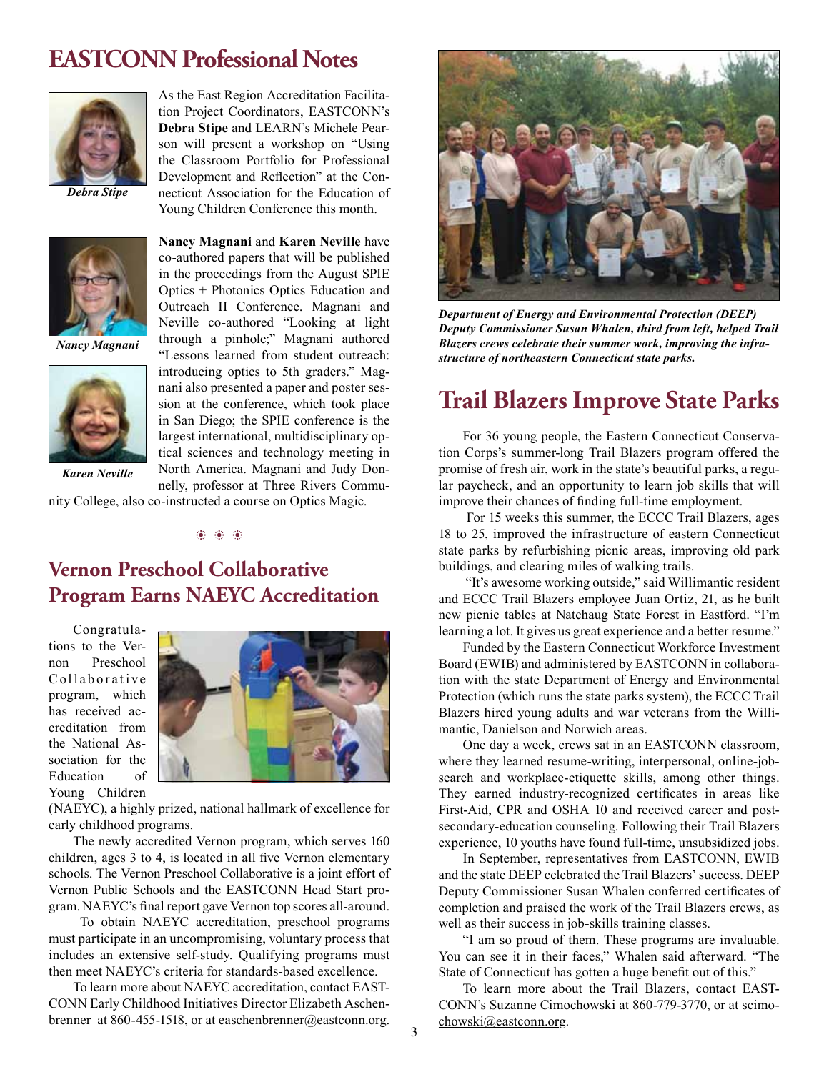# EASTCONN Professional Notes

*Debra Stipe*

As the East Region Accreditation Facilitation Project Coordinators, EASTCONN's **Debra Stipe** and LEARN's Michele Pearson will present a workshop on "Using the Classroom Portfolio for Professional Development and Reflection" at the Connecticut Association for the Education of Young Children Conference this month.

*Nancy Magnani*

*Karen Neville*

**Nancy Magnani** and **Karen Neville** have co-authored papers that will be published in the proceedings from the August SPIE Optics + Photonics Optics Education and Outreach II Conference. Magnani and Neville co-authored "Looking at light through a pinhole;" Magnani authored "Lessons learned from student outreach: introducing optics to 5th graders." Magnani also presented a paper and poster session at the conference, which took place in San Diego; the SPIE conference is the largest international, multidisciplinary optical sciences and technology meeting in North America. Magnani and Judy Donnelly, professor at Three Rivers Community College, also co-instructed a course on Optics Magic.

## Vernon Preschool Collaborative Program Earns NAEYC Accreditation

Congratulations to the Vernon Preschool Collaborative program, which has received accreditation from the National Association for the Education of Young Children (NAEYC), a highly prized, national hallmark of excellence for early childhood programs.

The newly accredited Vernon program, which serves 160 children, ages 3 to 4, is located in all five Vernon elementary schools. The Vernon Preschool Collaborative is a joint effort of Vernon Public Schools and the EASTCONN Head Start program. NAEYC's final report gave Vernon top scores all-around.

To obtain NAEYC accreditation, preschool programs must participate in an uncompromising, voluntary process that includes an extensive self-study. Qualifying programs must then meet NAEYC's criteria for standards-based excellence.

To learn more about NAEYC accreditation, contact EASTCONN Early Childhood Initiatives Director Elizabeth Aschenbrenner at 860-455-1518, or at easchenbrenner@eastconn.org.

***Department of Energy and Environmental Protection (DEEP) Deputy Commissioner Susan Whalen, third from left, helped Trail Blazers crews celebrate their summer work, improving the infrastructure of northeastern Connecticut state parks.***

## Trail Blazers Improve State Parks

For 36 young people, the Eastern Connecticut Conservation Corps's summer-long Trail Blazers program offered the promise of fresh air, work in the state's beautiful parks, a regular paycheck, and an opportunity to learn job skills that will improve their chances of finding full-time employment.

For 15 weeks this summer, the ECCC Trail Blazers, ages 18 to 25, improved the infrastructure of eastern Connecticut state parks by refurbishing picnic areas, improving old park buildings, and clearing miles of walking trails.

"It's awesome working outside," said Willimantic resident and ECCC Trail Blazers employee Juan Ortiz, 21, as he built new picnic tables at Natchaug State Forest in Eastford. "I'm learning a lot. It gives us great experience and a better resume."

Funded by the Eastern Connecticut Workforce Investment Board (EWIB) and administered by EASTCONN in collaboration with the state Department of Energy and Environmental Protection (which runs the state parks system), the ECCC Trail Blazers hired young adults and war veterans from the Willimantic, Danielson and Norwich areas.

One day a week, crews sat in an EASTCONN classroom, where they learned resume-writing, interpersonal, online-job-search and workplace-etiquette skills, among other things. They earned industry-recognized certificates in areas like First-Aid, CPR and OSHA 10 and received career and post-secondary-education counseling. Following their Trail Blazers experience, 10 youths have found full-time, unsubsidized jobs.

In September, representatives from EASTCONN, EWIB and the state DEEP celebrated the Trail Blazers' success. DEEP Deputy Commissioner Susan Whalen conferred certificates of completion and praised the work of the Trail Blazers crews, as well as their success in job-skills training classes.

"I am so proud of them. These programs are invaluable. You can see it in their faces," Whalen said afterward. "The State of Connecticut has gotten a huge benefit out of this."

To learn more about the Trail Blazers, contact EASTCONN's Suzanne Cimochowski at 860-779-3770, or at scimochowski@eastconn.org.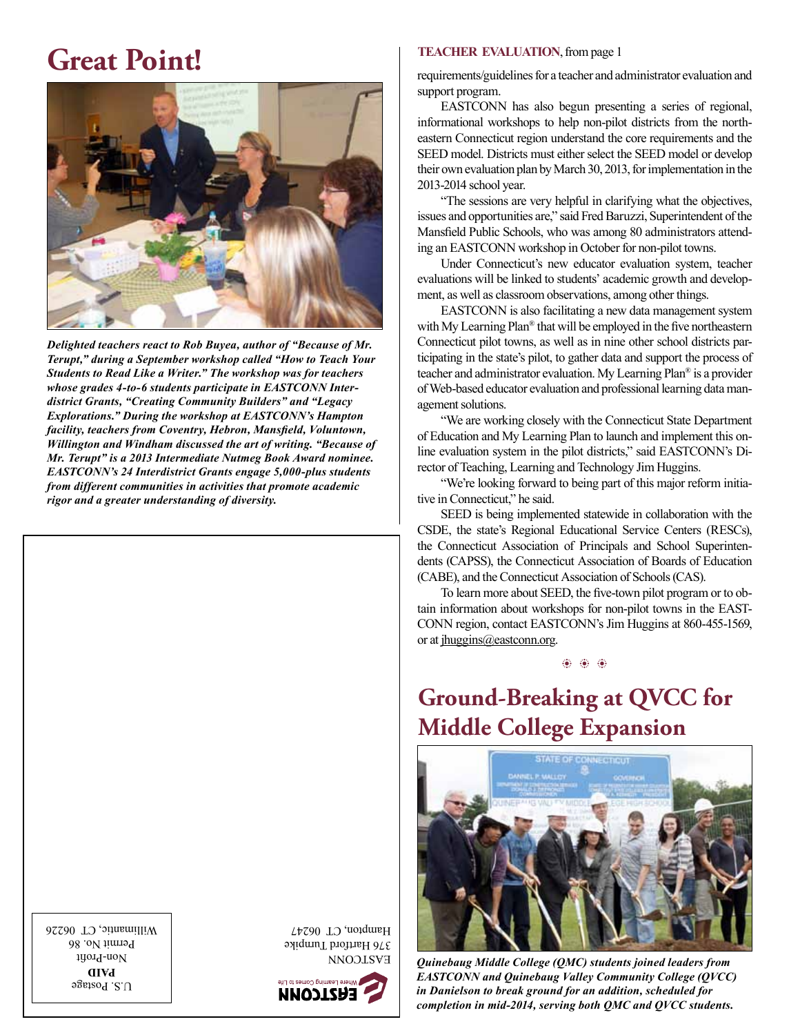# Great Point!

*Delighted teachers react to Rob Buyea, author of "Because of Mr. Terupt," during a September workshop called "How to Teach Your Students to Read Like a Writer." The workshop was for teachers whose grades 4-to-6 students participate in EASTCONN Interdistrict Grants, "Creating Community Builders" and "Legacy Explorations." During the workshop at EASTCONN's Hampton facility, teachers from Coventry, Hebron, Mansfield, Voluntown, Willington and Windham discussed the art of writing. "Because of Mr. Terupt" is a 2013 Intermediate Nutmeg Book Award nominee. EASTCONN's 24 Interdistrict Grants engage 5,000-plus students from different communities in activities that promote academic rigor and a greater understanding of diversity.*

EASTCONN
Where Learning Comes to Life

EASTCONN
376 Hartford Turnpike
Hampton, CT 06247

U.S. Postage
**PAID**
Non-Profit
Permit No. 86
Willimantic, CT 06226

**TEACHER EVALUATION**, from page 1

requirements/guidelines for a teacher and administrator evaluation and support program.

EASTCONN has also begun presenting a series of regional, informational workshops to help non-pilot districts from the northeastern Connecticut region understand the core requirements and the SEED model. Districts must either select the SEED model or develop their own evaluation plan by March 30, 2013, for implementation in the 2013-2014 school year.

"The sessions are very helpful in clarifying what the objectives, issues and opportunities are," said Fred Baruzzi, Superintendent of the Mansfield Public Schools, who was among 80 administrators attending an EASTCONN workshop in October for non-pilot towns.

Under Connecticut's new educator evaluation system, teacher evaluations will be linked to students' academic growth and development, as well as classroom observations, among other things.

EASTCONN is also facilitating a new data management system with My Learning Plan® that will be employed in the five northeastern Connecticut pilot towns, as well as in nine other school districts participating in the state's pilot, to gather data and support the process of teacher and administrator evaluation. My Learning Plan® is a provider of Web-based educator evaluation and professional learning data management solutions.

"We are working closely with the Connecticut State Department of Education and My Learning Plan to launch and implement this online evaluation system in the pilot districts," said EASTCONN's Director of Teaching, Learning and Technology Jim Huggins.

"We're looking forward to being part of this major reform initiative in Connecticut," he said.

SEED is being implemented statewide in collaboration with the CSDE, the state's Regional Educational Service Centers (RESCs), the Connecticut Association of Principals and School Superintendents (CAPSS), the Connecticut Association of Boards of Education (CABE), and the Connecticut Association of Schools (CAS).

To learn more about SEED, the five-town pilot program or to obtain information about workshops for non-pilot towns in the EASTCONN region, contact EASTCONN's Jim Huggins at 860-455-1569, or at jhuggins@eastconn.org.

# Ground-Breaking at QVCC for Middle College Expansion

*Quinebaug Middle College (QMC) students joined leaders from EASTCONN and Quinebaug Valley Community College (QVCC) in Danielson to break ground for an addition, scheduled for completion in mid-2014, serving both QMC and QVCC students.*